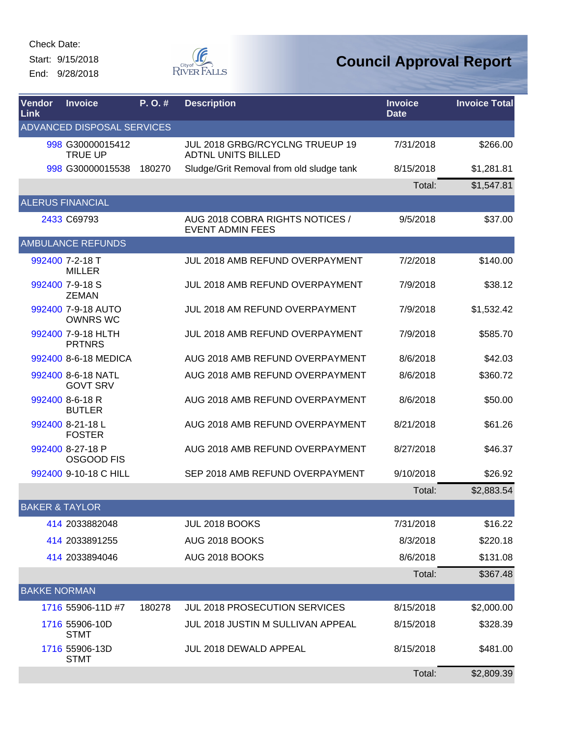Check Date:

Start: 9/15/2018

End: 9/28/2018

City of River Falls

# Council Approval Report

| Vendor Link | Invoice | P. O. # | Description | Invoice Date | Invoice Total |
|---|---|---|---|---|---|
| ADVANCED DISPOSAL SERVICES | | | | | |
| 998 | G30000015412 TRUE UP | | JUL 2018 GRBG/RCYCLNG TRUEUP 19 ADTNL UNITS BILLED | 7/31/2018 | $266.00 |
| 998 | G30000015538 | 180270 | Sludge/Grit Removal from old sludge tank | 8/15/2018 | $1,281.81 |
| | | | | Total: | $1,547.81 |
| ALERUS FINANCIAL | | | | | |
| 2433 | C69793 | | AUG 2018 COBRA RIGHTS NOTICES / EVENT ADMIN FEES | 9/5/2018 | $37.00 |
| AMBULANCE REFUNDS | | | | | |
| 992400 | 7-2-18 T MILLER | | JUL 2018 AMB REFUND OVERPAYMENT | 7/2/2018 | $140.00 |
| 992400 | 7-9-18 S ZEMAN | | JUL 2018 AMB REFUND OVERPAYMENT | 7/9/2018 | $38.12 |
| 992400 | 7-9-18 AUTO OWNRS WC | | JUL 2018 AM REFUND OVERPAYMENT | 7/9/2018 | $1,532.42 |
| 992400 | 7-9-18 HLTH PRTNRS | | JUL 2018 AMB REFUND OVERPAYMENT | 7/9/2018 | $585.70 |
| 992400 | 8-6-18 MEDICA | | AUG 2018 AMB REFUND OVERPAYMENT | 8/6/2018 | $42.03 |
| 992400 | 8-6-18 NATL GOVT SRV | | AUG 2018 AMB REFUND OVERPAYMENT | 8/6/2018 | $360.72 |
| 992400 | 8-6-18 R BUTLER | | AUG 2018 AMB REFUND OVERPAYMENT | 8/6/2018 | $50.00 |
| 992400 | 8-21-18 L FOSTER | | AUG 2018 AMB REFUND OVERPAYMENT | 8/21/2018 | $61.26 |
| 992400 | 8-27-18 P OSGOOD FIS | | AUG 2018 AMB REFUND OVERPAYMENT | 8/27/2018 | $46.37 |
| 992400 | 9-10-18 C HILL | | SEP 2018 AMB REFUND OVERPAYMENT | 9/10/2018 | $26.92 |
| | | | | Total: | $2,883.54 |
| BAKER & TAYLOR | | | | | |
| 414 | 2033882048 | | JUL 2018 BOOKS | 7/31/2018 | $16.22 |
| 414 | 2033891255 | | AUG 2018 BOOKS | 8/3/2018 | $220.18 |
| 414 | 2033894046 | | AUG 2018 BOOKS | 8/6/2018 | $131.08 |
| | | | | Total: | $367.48 |
| BAKKE NORMAN | | | | | |
| 1716 | 55906-11D #7 | 180278 | JUL 2018 PROSECUTION SERVICES | 8/15/2018 | $2,000.00 |
| 1716 | 55906-10D STMT | | JUL 2018 JUSTIN M SULLIVAN APPEAL | 8/15/2018 | $328.39 |
| 1716 | 55906-13D STMT | | JUL 2018 DEWALD APPEAL | 8/15/2018 | $481.00 |
| | | | | Total: | $2,809.39 |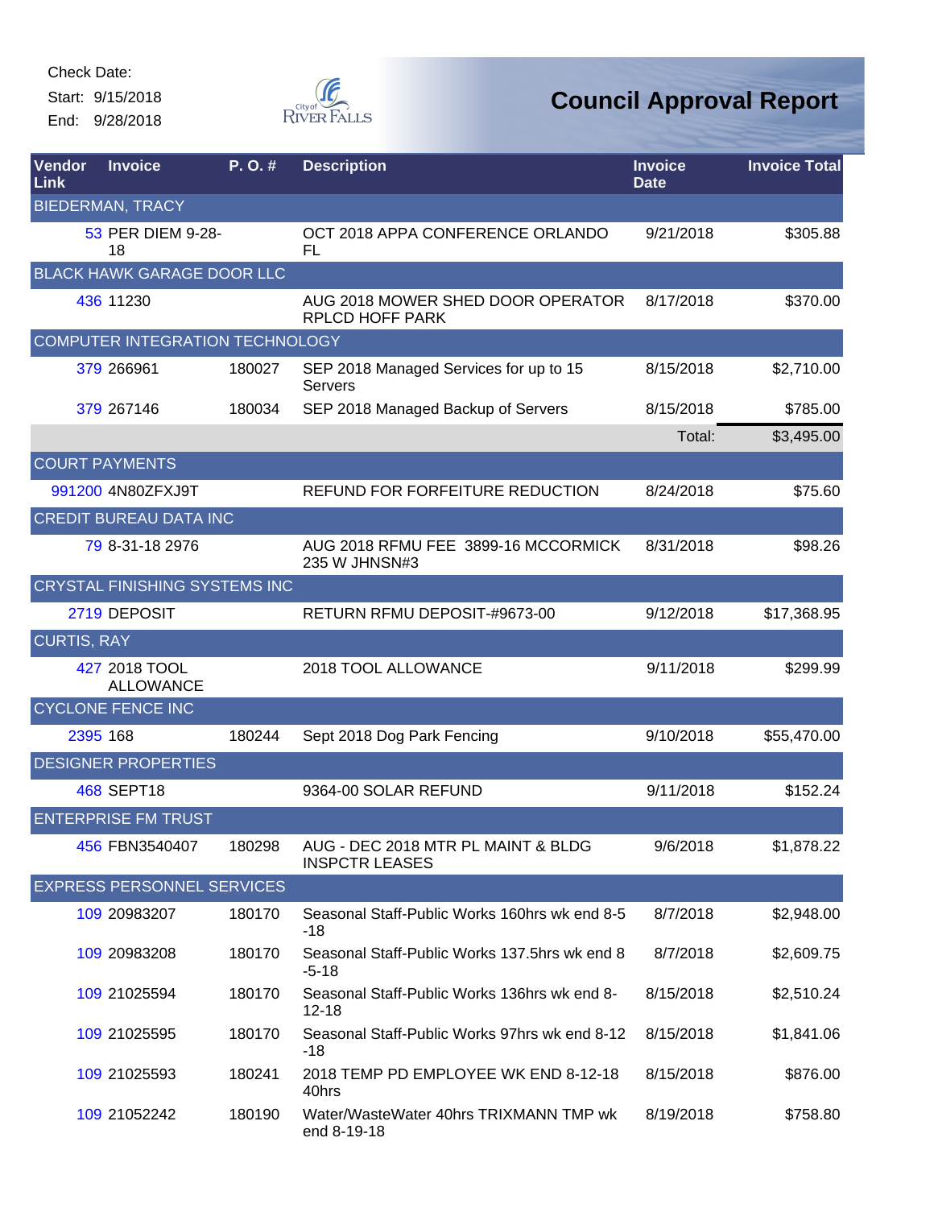Check Date:
Start: 9/15/2018
End: 9/28/2018

# Council Approval Report

| Vendor Link | Invoice | P. O. # | Description | Invoice Date | Invoice Total |
|---|---|---|---|---|---|
| BIEDERMAN, TRACY | | | | | |
| 53 | PER DIEM 9-28-18 | | OCT 2018 APPA CONFERENCE ORLANDO FL | 9/21/2018 | $305.88 |
| BLACK HAWK GARAGE DOOR LLC | | | | | |
| 436 | 11230 | | AUG 2018 MOWER SHED DOOR OPERATOR RPLCD HOFF PARK | 8/17/2018 | $370.00 |
| COMPUTER INTEGRATION TECHNOLOGY | | | | | |
| 379 | 266961 | 180027 | SEP 2018 Managed Services for up to 15 Servers | 8/15/2018 | $2,710.00 |
| 379 | 267146 | 180034 | SEP 2018 Managed Backup of Servers | 8/15/2018 | $785.00 |
| | | | | Total: | $3,495.00 |
| COURT PAYMENTS | | | | | |
| 991200 | 4N80ZFXJ9T | | REFUND FOR FORFEITURE REDUCTION | 8/24/2018 | $75.60 |
| CREDIT BUREAU DATA INC | | | | | |
| 79 | 8-31-18 2976 | | AUG 2018 RFMU FEE 3899-16 MCCORMICK 235 W JHNSN#3 | 8/31/2018 | $98.26 |
| CRYSTAL FINISHING SYSTEMS INC | | | | | |
| 2719 | DEPOSIT | | RETURN RFMU DEPOSIT-#9673-00 | 9/12/2018 | $17,368.95 |
| CURTIS, RAY | | | | | |
| 427 | 2018 TOOL ALLOWANCE | | 2018 TOOL ALLOWANCE | 9/11/2018 | $299.99 |
| CYCLONE FENCE INC | | | | | |
| 2395 | 168 | 180244 | Sept 2018 Dog Park Fencing | 9/10/2018 | $55,470.00 |
| DESIGNER PROPERTIES | | | | | |
| 468 | SEPT18 | | 9364-00 SOLAR REFUND | 9/11/2018 | $152.24 |
| ENTERPRISE FM TRUST | | | | | |
| 456 | FBN3540407 | 180298 | AUG - DEC 2018 MTR PL MAINT & BLDG INSPCTR LEASES | 9/6/2018 | $1,878.22 |
| EXPRESS PERSONNEL SERVICES | | | | | |
| 109 | 20983207 | 180170 | Seasonal Staff-Public Works 160hrs wk end 8-5-18 | 8/7/2018 | $2,948.00 |
| 109 | 20983208 | 180170 | Seasonal Staff-Public Works 137.5hrs wk end 8-5-18 | 8/7/2018 | $2,609.75 |
| 109 | 21025594 | 180170 | Seasonal Staff-Public Works 136hrs wk end 8-12-18 | 8/15/2018 | $2,510.24 |
| 109 | 21025595 | 180170 | Seasonal Staff-Public Works 97hrs wk end 8-12-18 | 8/15/2018 | $1,841.06 |
| 109 | 21025593 | 180241 | 2018 TEMP PD EMPLOYEE WK END 8-12-18 40hrs | 8/15/2018 | $876.00 |
| 109 | 21052242 | 180190 | Water/WasteWater 40hrs TRIXMANN TMP wk end 8-19-18 | 8/19/2018 | $758.80 |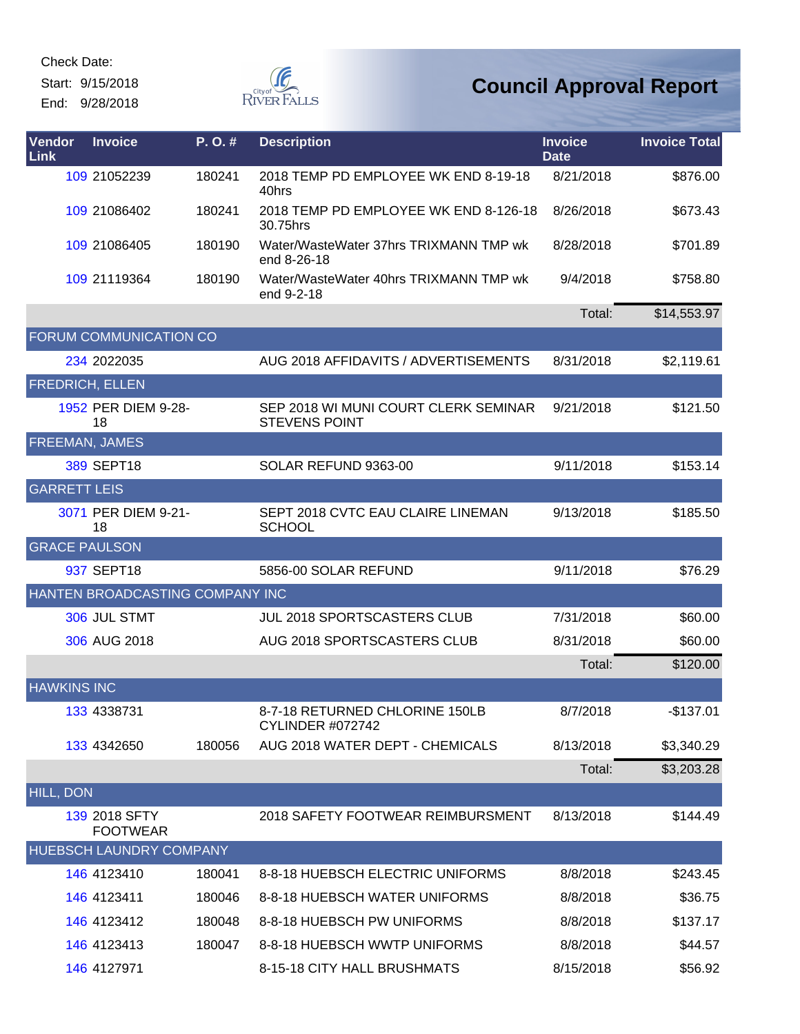Check Date:

Start: 9/15/2018

End: 9/28/2018

# Council Approval Report

| Vendor Link | Invoice | P. O. # | Description | Invoice Date | Invoice Total |
|---|---|---|---|---|---|
| 109 | 21052239 | 180241 | 2018 TEMP PD EMPLOYEE WK END 8-19-18 40hrs | 8/21/2018 | $876.00 |
| 109 | 21086402 | 180241 | 2018 TEMP PD EMPLOYEE WK END 8-126-18 30.75hrs | 8/26/2018 | $673.43 |
| 109 | 21086405 | 180190 | Water/WasteWater 37hrs TRIXMANN TMP wk end 8-26-18 | 8/28/2018 | $701.89 |
| 109 | 21119364 | 180190 | Water/WasteWater 40hrs TRIXMANN TMP wk end 9-2-18 | 9/4/2018 | $758.80 |
| | | | | Total: | $14,553.97 |
| FORUM COMMUNICATION CO | | | | | |
| 234 | 2022035 | | AUG 2018 AFFIDAVITS / ADVERTISEMENTS | 8/31/2018 | $2,119.61 |
| FREDRICH, ELLEN | | | | | |
| 1952 | PER DIEM 9-28-18 | | SEP 2018 WI MUNI COURT CLERK SEMINAR STEVENS POINT | 9/21/2018 | $121.50 |
| FREEMAN, JAMES | | | | | |
| 389 | SEPT18 | | SOLAR REFUND 9363-00 | 9/11/2018 | $153.14 |
| GARRETT LEIS | | | | | |
| 3071 | PER DIEM 9-21-18 | | SEPT 2018 CVTC EAU CLAIRE LINEMAN SCHOOL | 9/13/2018 | $185.50 |
| GRACE PAULSON | | | | | |
| 937 | SEPT18 | | 5856-00 SOLAR REFUND | 9/11/2018 | $76.29 |
| HANTEN BROADCASTING COMPANY INC | | | | | |
| 306 | JUL STMT | | JUL 2018 SPORTSCASTERS CLUB | 7/31/2018 | $60.00 |
| 306 | AUG 2018 | | AUG 2018 SPORTSCASTERS CLUB | 8/31/2018 | $60.00 |
| | | | | Total: | $120.00 |
| HAWKINS INC | | | | | |
| 133 | 4338731 | | 8-7-18 RETURNED CHLORINE 150LB CYLINDER #072742 | 8/7/2018 | -$137.01 |
| 133 | 4342650 | 180056 | AUG 2018 WATER DEPT - CHEMICALS | 8/13/2018 | $3,340.29 |
| | | | | Total: | $3,203.28 |
| HILL, DON | | | | | |
| 139 | 2018 SFTY FOOTWEAR | | 2018 SAFETY FOOTWEAR REIMBURSMENT | 8/13/2018 | $144.49 |
| HUEBSCH LAUNDRY COMPANY | | | | | |
| 146 | 4123410 | 180041 | 8-8-18 HUEBSCH ELECTRIC UNIFORMS | 8/8/2018 | $243.45 |
| 146 | 4123411 | 180046 | 8-8-18 HUEBSCH WATER UNIFORMS | 8/8/2018 | $36.75 |
| 146 | 4123412 | 180048 | 8-8-18 HUEBSCH PW UNIFORMS | 8/8/2018 | $137.17 |
| 146 | 4123413 | 180047 | 8-8-18 HUEBSCH WWTP UNIFORMS | 8/8/2018 | $44.57 |
| 146 | 4127971 | | 8-15-18 CITY HALL BRUSHMATS | 8/15/2018 | $56.92 |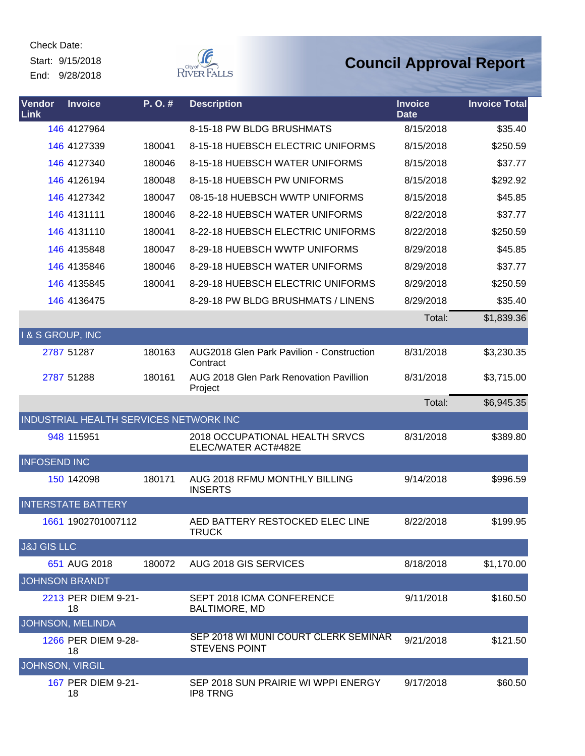Check Date:

Start: 9/15/2018

End: 9/28/2018

# Council Approval Report

| Vendor Link | Invoice | P. O. # | Description | Invoice Date | Invoice Total |
|---|---|---|---|---|---|
| 146 | 4127964 | | 8-15-18 PW BLDG BRUSHMATS | 8/15/2018 | $35.40 |
| 146 | 4127339 | 180041 | 8-15-18 HUEBSCH ELECTRIC UNIFORMS | 8/15/2018 | $250.59 |
| 146 | 4127340 | 180046 | 8-15-18 HUEBSCH WATER UNIFORMS | 8/15/2018 | $37.77 |
| 146 | 4126194 | 180048 | 8-15-18 HUEBSCH PW UNIFORMS | 8/15/2018 | $292.92 |
| 146 | 4127342 | 180047 | 08-15-18 HUEBSCH WWTP UNIFORMS | 8/15/2018 | $45.85 |
| 146 | 4131111 | 180046 | 8-22-18 HUEBSCH WATER UNIFORMS | 8/22/2018 | $37.77 |
| 146 | 4131110 | 180041 | 8-22-18 HUEBSCH ELECTRIC UNIFORMS | 8/22/2018 | $250.59 |
| 146 | 4135848 | 180047 | 8-29-18 HUEBSCH WWTP UNIFORMS | 8/29/2018 | $45.85 |
| 146 | 4135846 | 180046 | 8-29-18 HUEBSCH WATER UNIFORMS | 8/29/2018 | $37.77 |
| 146 | 4135845 | 180041 | 8-29-18 HUEBSCH ELECTRIC UNIFORMS | 8/29/2018 | $250.59 |
| 146 | 4136475 | | 8-29-18 PW BLDG BRUSHMATS / LINENS | 8/29/2018 | $35.40 |
| | | | | Total: | $1,839.36 |
| I & S GROUP, INC | | | | | |
| 2787 | 51287 | 180163 | AUG2018 Glen Park Pavilion - Construction Contract | 8/31/2018 | $3,230.35 |
| 2787 | 51288 | 180161 | AUG 2018 Glen Park Renovation Pavillion Project | 8/31/2018 | $3,715.00 |
| | | | | Total: | $6,945.35 |
| INDUSTRIAL HEALTH SERVICES NETWORK INC | | | | | |
| 948 | 115951 | | 2018 OCCUPATIONAL HEALTH SRVCS ELEC/WATER ACT#482E | 8/31/2018 | $389.80 |
| INFOSEND INC | | | | | |
| 150 | 142098 | 180171 | AUG 2018 RFMU MONTHLY BILLING INSERTS | 9/14/2018 | $996.59 |
| INTERSTATE BATTERY | | | | | |
| 1661 | 1902701007112 | | AED BATTERY RESTOCKED ELEC LINE TRUCK | 8/22/2018 | $199.95 |
| J&J GIS LLC | | | | | |
| 651 | AUG 2018 | 180072 | AUG 2018 GIS SERVICES | 8/18/2018 | $1,170.00 |
| JOHNSON BRANDT | | | | | |
| 2213 | PER DIEM 9-21-18 | | SEPT 2018 ICMA CONFERENCE BALTIMORE, MD | 9/11/2018 | $160.50 |
| JOHNSON, MELINDA | | | | | |
| 1266 | PER DIEM 9-28-18 | | SEP 2018 WI MUNI COURT CLERK SEMINAR STEVENS POINT | 9/21/2018 | $121.50 |
| JOHNSON, VIRGIL | | | | | |
| 167 | PER DIEM 9-21-18 | | SEP 2018 SUN PRAIRIE WI WPPI ENERGY IP8 TRNG | 9/17/2018 | $60.50 |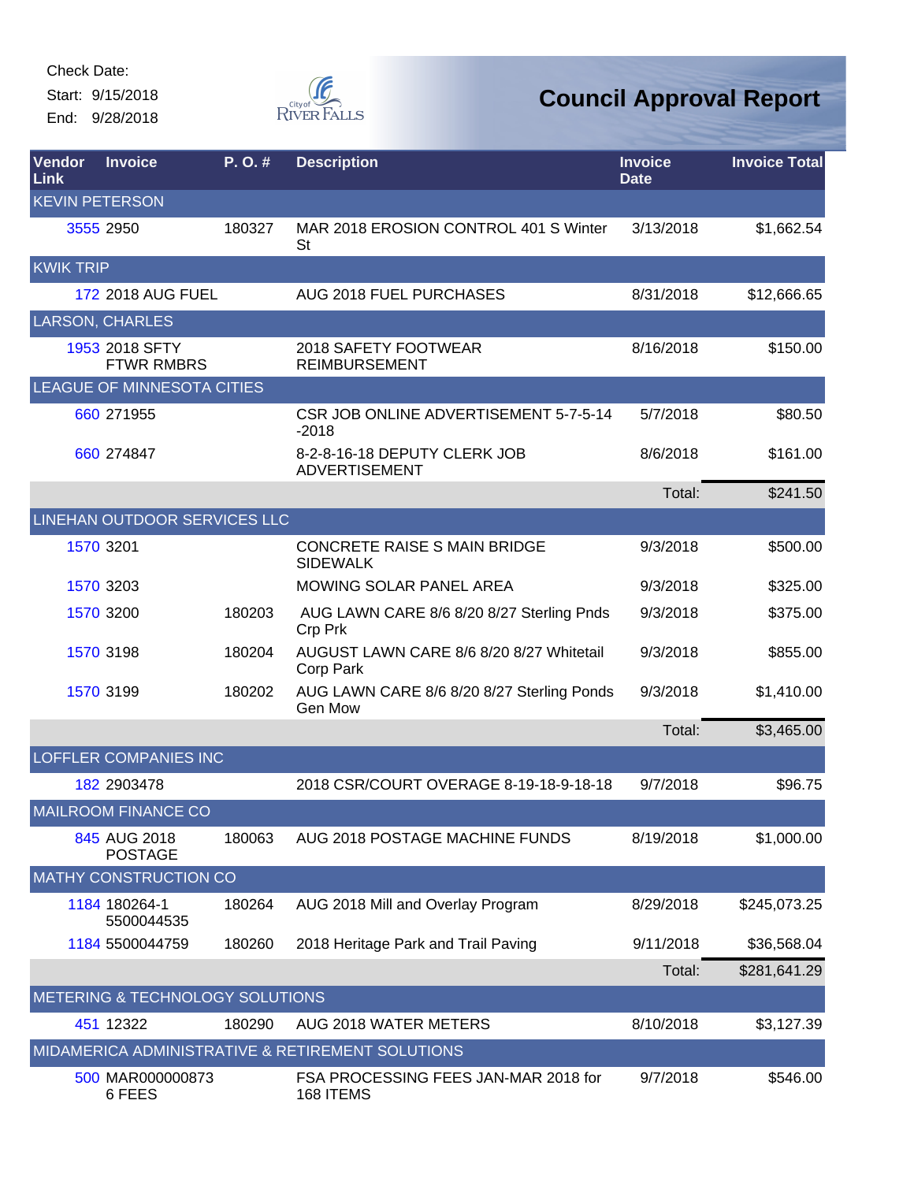Check Date:

Start: 9/15/2018

End: 9/28/2018

# Council Approval Report

| Vendor Link | Invoice | P. O. # | Description | Invoice Date | Invoice Total |
|---|---|---|---|---|---|
| KEVIN PETERSON | | | | | |
| 3555 | 2950 | 180327 | MAR 2018 EROSION CONTROL 401 S Winter St | 3/13/2018 | $1,662.54 |
| KWIK TRIP | | | | | |
| 172 | 2018 AUG FUEL | | AUG 2018 FUEL PURCHASES | 8/31/2018 | $12,666.65 |
| LARSON, CHARLES | | | | | |
| 1953 | 2018 SFTY FTWR RMBRS | | 2018 SAFETY FOOTWEAR REIMBURSEMENT | 8/16/2018 | $150.00 |
| LEAGUE OF MINNESOTA CITIES | | | | | |
| 660 | 271955 | | CSR JOB ONLINE ADVERTISEMENT 5-7-5-14 -2018 | 5/7/2018 | $80.50 |
| 660 | 274847 | | 8-2-8-16-18 DEPUTY CLERK JOB ADVERTISEMENT | 8/6/2018 | $161.00 |
| | | | | Total: | $241.50 |
| LINEHAN OUTDOOR SERVICES LLC | | | | | |
| 1570 | 3201 | | CONCRETE RAISE S MAIN BRIDGE SIDEWALK | 9/3/2018 | $500.00 |
| 1570 | 3203 | | MOWING SOLAR PANEL AREA | 9/3/2018 | $325.00 |
| 1570 | 3200 | 180203 | AUG LAWN CARE 8/6 8/20 8/27 Sterling Pnds Crp Prk | 9/3/2018 | $375.00 |
| 1570 | 3198 | 180204 | AUGUST LAWN CARE 8/6 8/20 8/27 Whitetail Corp Park | 9/3/2018 | $855.00 |
| 1570 | 3199 | 180202 | AUG LAWN CARE 8/6 8/20 8/27 Sterling Ponds Gen Mow | 9/3/2018 | $1,410.00 |
| | | | | Total: | $3,465.00 |
| LOFFLER COMPANIES INC | | | | | |
| 182 | 2903478 | | 2018 CSR/COURT OVERAGE 8-19-18-9-18-18 | 9/7/2018 | $96.75 |
| MAILROOM FINANCE CO | | | | | |
| 845 | AUG 2018 POSTAGE | 180063 | AUG 2018 POSTAGE MACHINE FUNDS | 8/19/2018 | $1,000.00 |
| MATHY CONSTRUCTION CO | | | | | |
| 1184 | 180264-1 5500044535 | 180264 | AUG 2018 Mill and Overlay Program | 8/29/2018 | $245,073.25 |
| 1184 | 5500044759 | 180260 | 2018 Heritage Park and Trail Paving | 9/11/2018 | $36,568.04 |
| | | | | Total: | $281,641.29 |
| METERING & TECHNOLOGY SOLUTIONS | | | | | |
| 451 | 12322 | 180290 | AUG 2018 WATER METERS | 8/10/2018 | $3,127.39 |
| MIDAMERICA ADMINISTRATIVE & RETIREMENT SOLUTIONS | | | | | |
| 500 | MAR000000873 6 FEES | | FSA PROCESSING FEES JAN-MAR 2018 for 168 ITEMS | 9/7/2018 | $546.00 |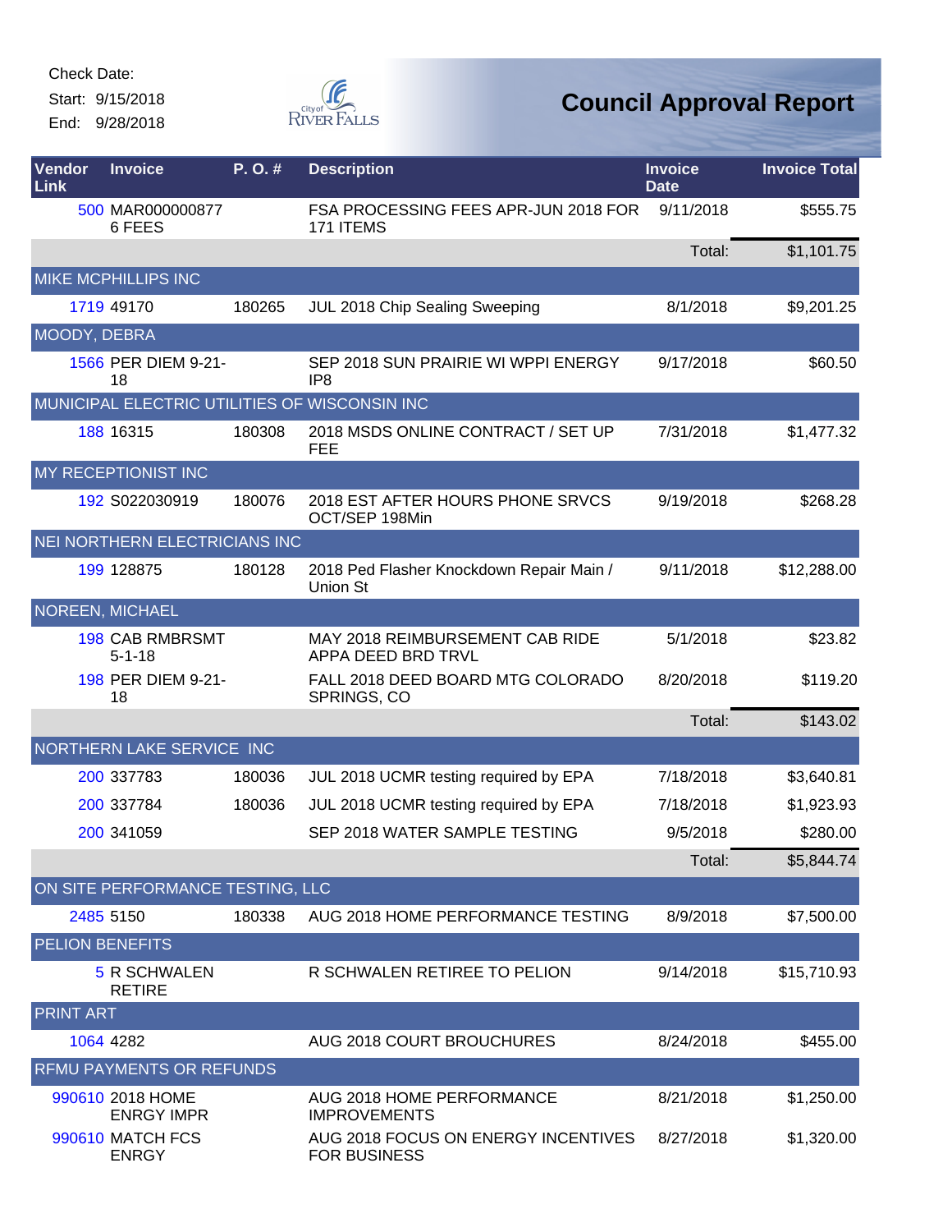Check Date:

Start: 9/15/2018

End: 9/28/2018

# Council Approval Report

| Vendor Link | Invoice | P. O. # | Description | Invoice Date | Invoice Total |
|---|---|---|---|---|---|
| 500 | MAR000000877 6 FEES | | FSA PROCESSING FEES APR-JUN 2018 FOR 171 ITEMS | 9/11/2018 | $555.75 |
| | | | | Total: | $1,101.75 |
| MIKE MCPHILLIPS INC | | | | | |
| 1719 | 49170 | 180265 | JUL 2018 Chip Sealing Sweeping | 8/1/2018 | $9,201.25 |
| MOODY, DEBRA | | | | | |
| 1566 | PER DIEM 9-21-18 | | SEP 2018 SUN PRAIRIE WI WPPI ENERGY IP8 | 9/17/2018 | $60.50 |
| MUNICIPAL ELECTRIC UTILITIES OF WISCONSIN INC | | | | | |
| 188 | 16315 | 180308 | 2018 MSDS ONLINE CONTRACT / SET UP FEE | 7/31/2018 | $1,477.32 |
| MY RECEPTIONIST INC | | | | | |
| 192 | S022030919 | 180076 | 2018 EST AFTER HOURS PHONE SRVCS OCT/SEP 198Min | 9/19/2018 | $268.28 |
| NEI NORTHERN ELECTRICIANS INC | | | | | |
| 199 | 128875 | 180128 | 2018 Ped Flasher Knockdown Repair Main / Union St | 9/11/2018 | $12,288.00 |
| NOREEN, MICHAEL | | | | | |
| 198 | CAB RMBRSMT 5-1-18 | | MAY 2018 REIMBURSEMENT CAB RIDE APPA DEED BRD TRVL | 5/1/2018 | $23.82 |
| 198 | PER DIEM 9-21-18 | | FALL 2018 DEED BOARD MTG COLORADO SPRINGS, CO | 8/20/2018 | $119.20 |
| | | | | Total: | $143.02 |
| NORTHERN LAKE SERVICE INC | | | | | |
| 200 | 337783 | 180036 | JUL 2018 UCMR testing required by EPA | 7/18/2018 | $3,640.81 |
| 200 | 337784 | 180036 | JUL 2018 UCMR testing required by EPA | 7/18/2018 | $1,923.93 |
| 200 | 341059 | | SEP 2018 WATER SAMPLE TESTING | 9/5/2018 | $280.00 |
| | | | | Total: | $5,844.74 |
| ON SITE PERFORMANCE TESTING, LLC | | | | | |
| 2485 | 5150 | 180338 | AUG 2018 HOME PERFORMANCE TESTING | 8/9/2018 | $7,500.00 |
| PELION BENEFITS | | | | | |
| 5 | R SCHWALEN RETIRE | | R SCHWALEN RETIREE TO PELION | 9/14/2018 | $15,710.93 |
| PRINT ART | | | | | |
| 1064 | 4282 | | AUG 2018 COURT BROUCHURES | 8/24/2018 | $455.00 |
| RFMU PAYMENTS OR REFUNDS | | | | | |
| 990610 | 2018 HOME ENRGY IMPR | | AUG 2018 HOME PERFORMANCE IMPROVEMENTS | 8/21/2018 | $1,250.00 |
| 990610 | MATCH FCS ENRGY | | AUG 2018 FOCUS ON ENERGY INCENTIVES FOR BUSINESS | 8/27/2018 | $1,320.00 |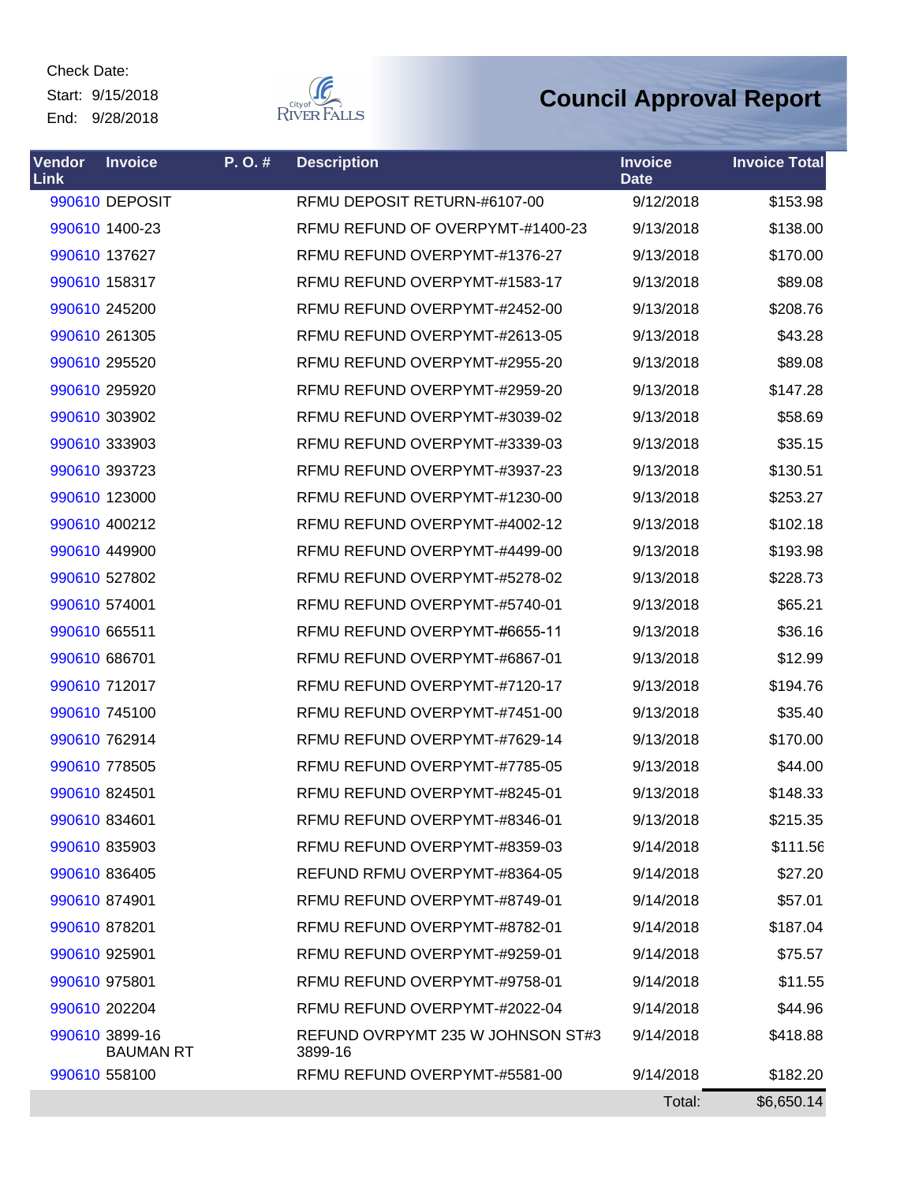Check Date:

Start: 9/15/2018

End: 9/28/2018

City of River Falls

# Council Approval Report

| Vendor Link | Invoice | P. O. # | Description | Invoice Date | Invoice Total |
|---|---|---|---|---|---|
| 990610 | DEPOSIT | | RFMU DEPOSIT RETURN-#6107-00 | 9/12/2018 | $153.98 |
| 990610 | 1400-23 | | RFMU REFUND OF OVERPYMT-#1400-23 | 9/13/2018 | $138.00 |
| 990610 | 137627 | | RFMU REFUND OVERPYMT-#1376-27 | 9/13/2018 | $170.00 |
| 990610 | 158317 | | RFMU REFUND OVERPYMT-#1583-17 | 9/13/2018 | $89.08 |
| 990610 | 245200 | | RFMU REFUND OVERPYMT-#2452-00 | 9/13/2018 | $208.76 |
| 990610 | 261305 | | RFMU REFUND OVERPYMT-#2613-05 | 9/13/2018 | $43.28 |
| 990610 | 295520 | | RFMU REFUND OVERPYMT-#2955-20 | 9/13/2018 | $89.08 |
| 990610 | 295920 | | RFMU REFUND OVERPYMT-#2959-20 | 9/13/2018 | $147.28 |
| 990610 | 303902 | | RFMU REFUND OVERPYMT-#3039-02 | 9/13/2018 | $58.69 |
| 990610 | 333903 | | RFMU REFUND OVERPYMT-#3339-03 | 9/13/2018 | $35.15 |
| 990610 | 393723 | | RFMU REFUND OVERPYMT-#3937-23 | 9/13/2018 | $130.51 |
| 990610 | 123000 | | RFMU REFUND OVERPYMT-#1230-00 | 9/13/2018 | $253.27 |
| 990610 | 400212 | | RFMU REFUND OVERPYMT-#4002-12 | 9/13/2018 | $102.18 |
| 990610 | 449900 | | RFMU REFUND OVERPYMT-#4499-00 | 9/13/2018 | $193.98 |
| 990610 | 527802 | | RFMU REFUND OVERPYMT-#5278-02 | 9/13/2018 | $228.73 |
| 990610 | 574001 | | RFMU REFUND OVERPYMT-#5740-01 | 9/13/2018 | $65.21 |
| 990610 | 665511 | | RFMU REFUND OVERPYMT-#6655-11 | 9/13/2018 | $36.16 |
| 990610 | 686701 | | RFMU REFUND OVERPYMT-#6867-01 | 9/13/2018 | $12.99 |
| 990610 | 712017 | | RFMU REFUND OVERPYMT-#7120-17 | 9/13/2018 | $194.76 |
| 990610 | 745100 | | RFMU REFUND OVERPYMT-#7451-00 | 9/13/2018 | $35.40 |
| 990610 | 762914 | | RFMU REFUND OVERPYMT-#7629-14 | 9/13/2018 | $170.00 |
| 990610 | 778505 | | RFMU REFUND OVERPYMT-#7785-05 | 9/13/2018 | $44.00 |
| 990610 | 824501 | | RFMU REFUND OVERPYMT-#8245-01 | 9/13/2018 | $148.33 |
| 990610 | 834601 | | RFMU REFUND OVERPYMT-#8346-01 | 9/13/2018 | $215.35 |
| 990610 | 835903 | | RFMU REFUND OVERPYMT-#8359-03 | 9/14/2018 | $111.56 |
| 990610 | 836405 | | REFUND RFMU OVERPYMT-#8364-05 | 9/14/2018 | $27.20 |
| 990610 | 874901 | | RFMU REFUND OVERPYMT-#8749-01 | 9/14/2018 | $57.01 |
| 990610 | 878201 | | RFMU REFUND OVERPYMT-#8782-01 | 9/14/2018 | $187.04 |
| 990610 | 925901 | | RFMU REFUND OVERPYMT-#9259-01 | 9/14/2018 | $75.57 |
| 990610 | 975801 | | RFMU REFUND OVERPYMT-#9758-01 | 9/14/2018 | $11.55 |
| 990610 | 202204 | | RFMU REFUND OVERPYMT-#2022-04 | 9/14/2018 | $44.96 |
| 990610 | 3899-16 BAUMAN RT | | REFUND OVRPYMT 235 W JOHNSON ST#3 3899-16 | 9/14/2018 | $418.88 |
| 990610 | 558100 | | RFMU REFUND OVERPYMT-#5581-00 | 9/14/2018 | $182.20 |
| | | | | Total: | $6,650.14 |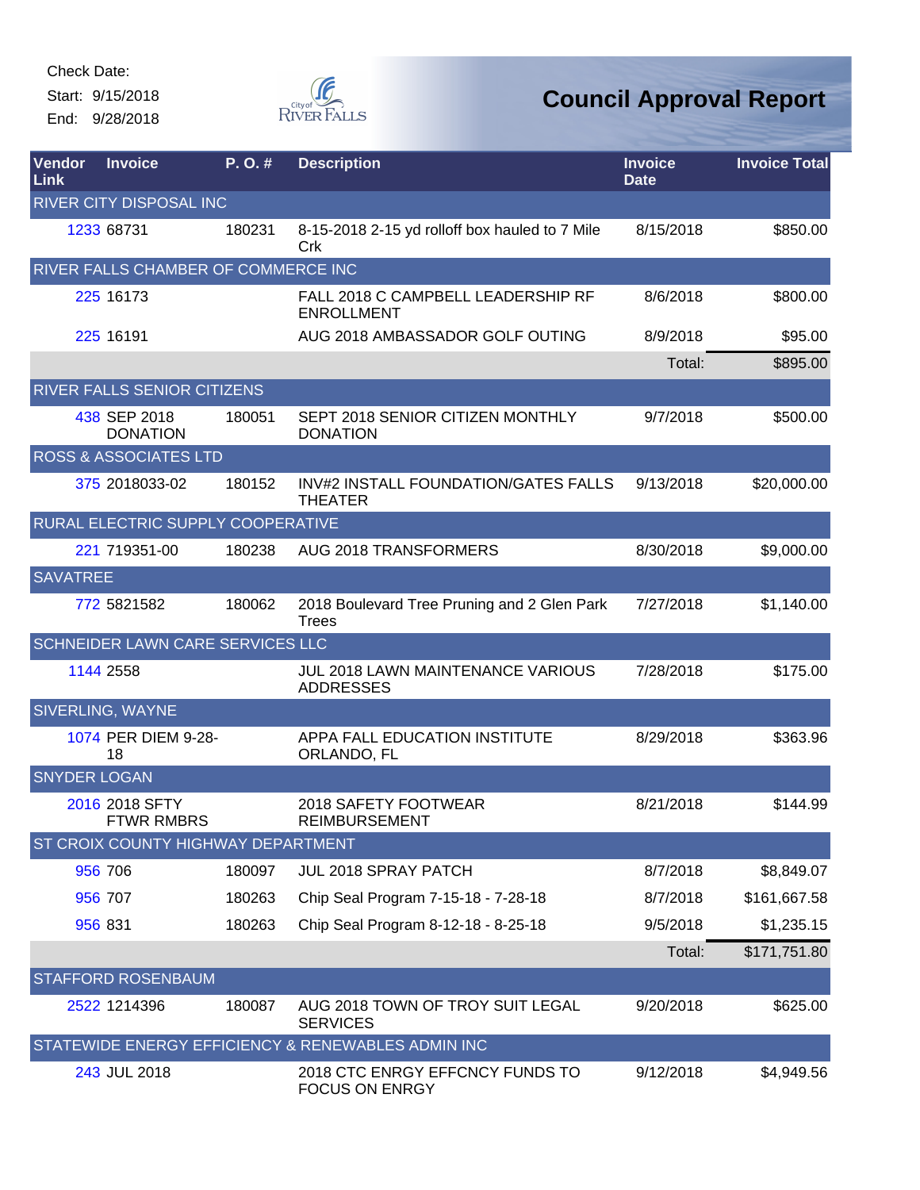Check Date:

Start: 9/15/2018

End: 9/28/2018

# Council Approval Report

| Vendor Link | Invoice | P. O. # | Description | Invoice Date | Invoice Total |
|---|---|---|---|---|---|
| RIVER CITY DISPOSAL INC | | | | | |
| 1233 | 68731 | 180231 | 8-15-2018 2-15 yd rolloff box hauled to 7 Mile Crk | 8/15/2018 | $850.00 |
| RIVER FALLS CHAMBER OF COMMERCE INC | | | | | |
| 225 | 16173 | | FALL 2018 C CAMPBELL LEADERSHIP RF ENROLLMENT | 8/6/2018 | $800.00 |
| 225 | 16191 | | AUG 2018 AMBASSADOR GOLF OUTING | 8/9/2018 | $95.00 |
| | | | | Total: | $895.00 |
| RIVER FALLS SENIOR CITIZENS | | | | | |
| 438 | SEP 2018 DONATION | 180051 | SEPT 2018 SENIOR CITIZEN MONTHLY DONATION | 9/7/2018 | $500.00 |
| ROSS & ASSOCIATES LTD | | | | | |
| 375 | 2018033-02 | 180152 | INV#2 INSTALL FOUNDATION/GATES FALLS THEATER | 9/13/2018 | $20,000.00 |
| RURAL ELECTRIC SUPPLY COOPERATIVE | | | | | |
| 221 | 719351-00 | 180238 | AUG 2018 TRANSFORMERS | 8/30/2018 | $9,000.00 |
| SAVATREE | | | | | |
| 772 | 5821582 | 180062 | 2018 Boulevard Tree Pruning and 2 Glen Park Trees | 7/27/2018 | $1,140.00 |
| SCHNEIDER LAWN CARE SERVICES LLC | | | | | |
| 1144 | 2558 | | JUL 2018 LAWN MAINTENANCE VARIOUS ADDRESSES | 7/28/2018 | $175.00 |
| SIVERLING, WAYNE | | | | | |
| 1074 | PER DIEM 9-28-18 | | APPA FALL EDUCATION INSTITUTE ORLANDO, FL | 8/29/2018 | $363.96 |
| SNYDER LOGAN | | | | | |
| 2016 | 2018 SFTY FTWR RMBRS | | 2018 SAFETY FOOTWEAR REIMBURSEMENT | 8/21/2018 | $144.99 |
| ST CROIX COUNTY HIGHWAY DEPARTMENT | | | | | |
| 956 | 706 | 180097 | JUL 2018 SPRAY PATCH | 8/7/2018 | $8,849.07 |
| 956 | 707 | 180263 | Chip Seal Program 7-15-18 - 7-28-18 | 8/7/2018 | $161,667.58 |
| 956 | 831 | 180263 | Chip Seal Program 8-12-18 - 8-25-18 | 9/5/2018 | $1,235.15 |
| | | | | Total: | $171,751.80 |
| STAFFORD ROSENBAUM | | | | | |
| 2522 | 1214396 | 180087 | AUG 2018 TOWN OF TROY SUIT LEGAL SERVICES | 9/20/2018 | $625.00 |
| STATEWIDE ENERGY EFFICIENCY & RENEWABLES ADMIN INC | | | | | |
| 243 | JUL 2018 | | 2018 CTC ENRGY EFFCNCY FUNDS TO FOCUS ON ENRGY | 9/12/2018 | $4,949.56 |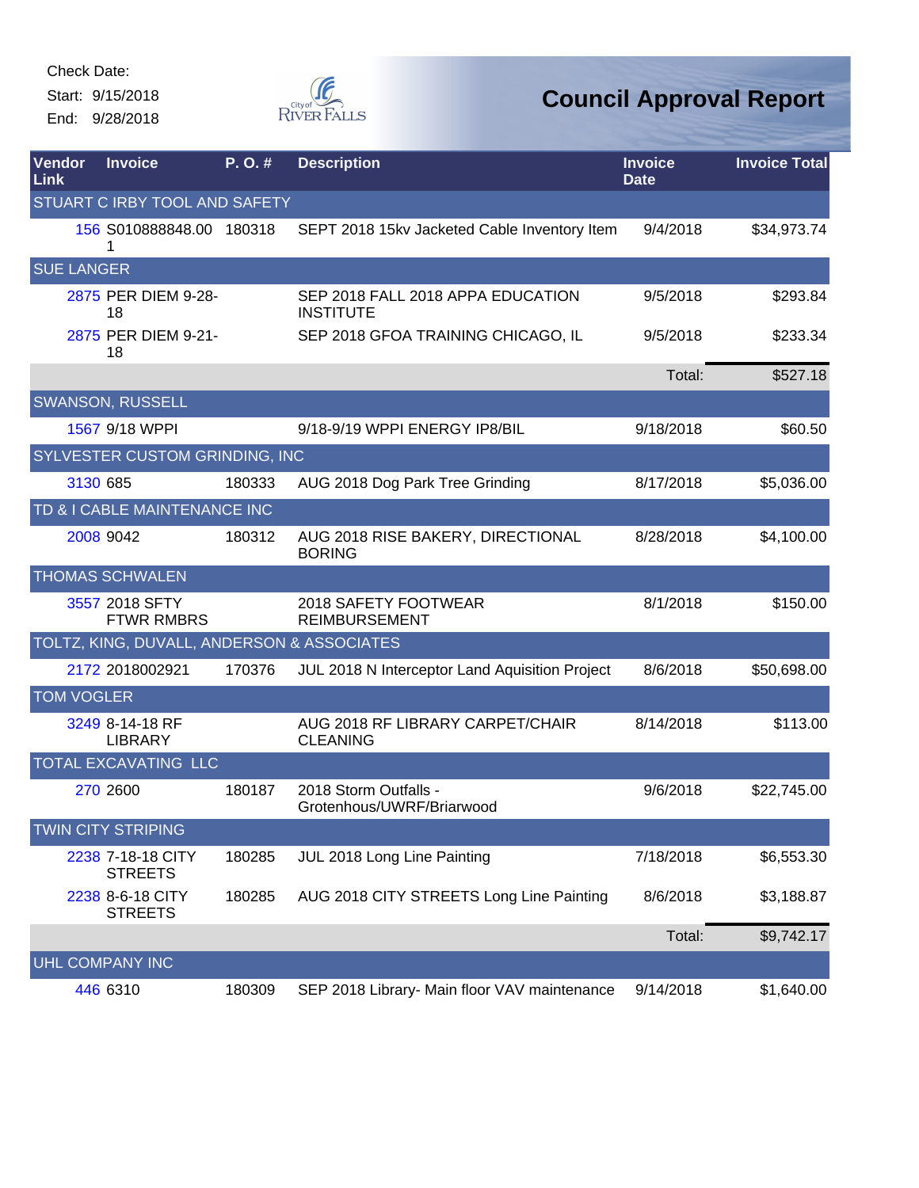Check Date:

Start: 9/15/2018

End: 9/28/2018

# Council Approval Report

| Vendor Link | Invoice | P. O. # | Description | Invoice Date | Invoice Total |
|---|---|---|---|---|---|
| STUART C IRBY TOOL AND SAFETY | | | | | |
| 156 | S010888848.001 | 180318 | SEPT 2018 15kv Jacketed Cable Inventory Item | 9/4/2018 | $34,973.74 |
| SUE LANGER | | | | | |
| 2875 | PER DIEM 9-28-18 | | SEP 2018 FALL 2018 APPA EDUCATION INSTITUTE | 9/5/2018 | $293.84 |
| 2875 | PER DIEM 9-21-18 | | SEP 2018 GFOA TRAINING CHICAGO, IL | 9/5/2018 | $233.34 |
| | | | | Total: | $527.18 |
| SWANSON, RUSSELL | | | | | |
| 1567 | 9/18 WPPI | | 9/18-9/19 WPPI ENERGY IP8/BIL | 9/18/2018 | $60.50 |
| SYLVESTER CUSTOM GRINDING, INC | | | | | |
| 3130 | 685 | 180333 | AUG 2018 Dog Park Tree Grinding | 8/17/2018 | $5,036.00 |
| TD & I CABLE MAINTENANCE INC | | | | | |
| 2008 | 9042 | 180312 | AUG 2018 RISE BAKERY, DIRECTIONAL BORING | 8/28/2018 | $4,100.00 |
| THOMAS SCHWALEN | | | | | |
| 3557 | 2018 SFTY FTWR RMBRS | | 2018 SAFETY FOOTWEAR REIMBURSEMENT | 8/1/2018 | $150.00 |
| TOLTZ, KING, DUVALL, ANDERSON & ASSOCIATES | | | | | |
| 2172 | 2018002921 | 170376 | JUL 2018 N Interceptor Land Aquisition Project | 8/6/2018 | $50,698.00 |
| TOM VOGLER | | | | | |
| 3249 | 8-14-18 RF LIBRARY | | AUG 2018 RF LIBRARY CARPET/CHAIR CLEANING | 8/14/2018 | $113.00 |
| TOTAL EXCAVATING LLC | | | | | |
| 270 | 2600 | 180187 | 2018 Storm Outfalls - Grotenhous/UWRF/Briarwood | 9/6/2018 | $22,745.00 |
| TWIN CITY STRIPING | | | | | |
| 2238 | 7-18-18 CITY STREETS | 180285 | JUL 2018 Long Line Painting | 7/18/2018 | $6,553.30 |
| 2238 | 8-6-18 CITY STREETS | 180285 | AUG 2018 CITY STREETS Long Line Painting | 8/6/2018 | $3,188.87 |
| | | | | Total: | $9,742.17 |
| UHL COMPANY INC | | | | | |
| 446 | 6310 | 180309 | SEP 2018 Library- Main floor VAV maintenance | 9/14/2018 | $1,640.00 |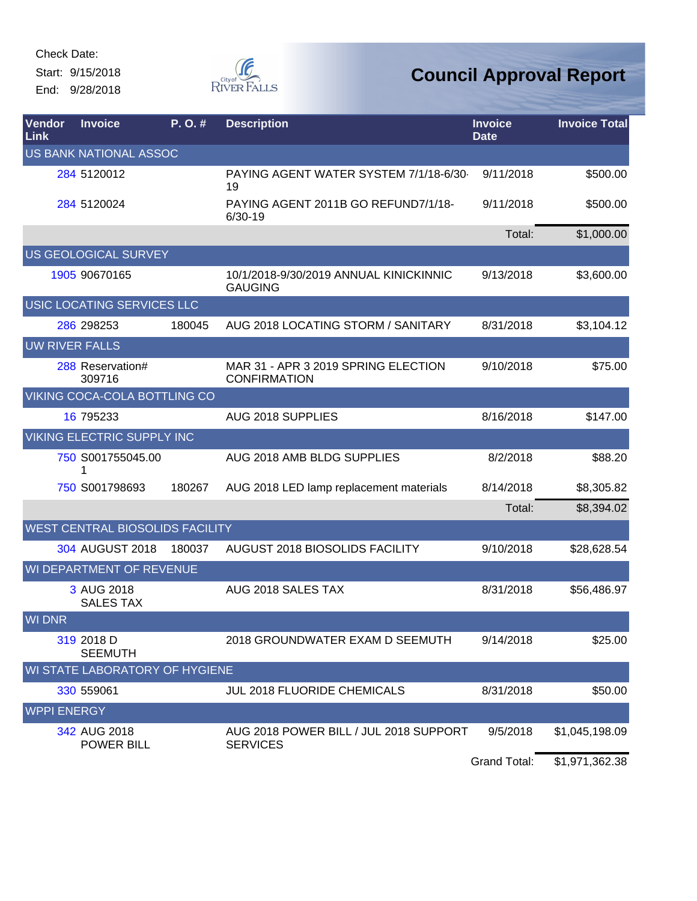Check Date:

Start: 9/15/2018

End: 9/28/2018

# Council Approval Report

| Vendor Link | Invoice | P. O. # | Description | Invoice Date | Invoice Total |
|---|---|---|---|---|---|
| US BANK NATIONAL ASSOC | | | | | |
| 284 | 5120012 | | PAYING AGENT WATER SYSTEM 7/1/18-6/30-19 | 9/11/2018 | $500.00 |
| 284 | 5120024 | | PAYING AGENT 2011B GO REFUND7/1/18-6/30-19 | 9/11/2018 | $500.00 |
| | | | | Total: | $1,000.00 |
| US GEOLOGICAL SURVEY | | | | | |
| 1905 | 90670165 | | 10/1/2018-9/30/2019 ANNUAL KINICKINNIC GAUGING | 9/13/2018 | $3,600.00 |
| USIC LOCATING SERVICES LLC | | | | | |
| 286 | 298253 | 180045 | AUG 2018 LOCATING STORM / SANITARY | 8/31/2018 | $3,104.12 |
| UW RIVER FALLS | | | | | |
| 288 | Reservation# 309716 | | MAR 31 - APR 3 2019 SPRING ELECTION CONFIRMATION | 9/10/2018 | $75.00 |
| VIKING COCA-COLA BOTTLING CO | | | | | |
| 16 | 795233 | | AUG 2018 SUPPLIES | 8/16/2018 | $147.00 |
| VIKING ELECTRIC SUPPLY INC | | | | | |
| 750 | S001755045.001 | | AUG 2018 AMB BLDG SUPPLIES | 8/2/2018 | $88.20 |
| 750 | S001798693 | 180267 | AUG 2018 LED lamp replacement materials | 8/14/2018 | $8,305.82 |
| | | | | Total: | $8,394.02 |
| WEST CENTRAL BIOSOLIDS FACILITY | | | | | |
| 304 | AUGUST 2018 | 180037 | AUGUST 2018 BIOSOLIDS FACILITY | 9/10/2018 | $28,628.54 |
| WI DEPARTMENT OF REVENUE | | | | | |
| 3 | AUG 2018 SALES TAX | | AUG 2018 SALES TAX | 8/31/2018 | $56,486.97 |
| WI DNR | | | | | |
| 319 | 2018 D SEEMUTH | | 2018 GROUNDWATER EXAM D SEEMUTH | 9/14/2018 | $25.00 |
| WI STATE LABORATORY OF HYGIENE | | | | | |
| 330 | 559061 | | JUL 2018 FLUORIDE CHEMICALS | 8/31/2018 | $50.00 |
| WPPI ENERGY | | | | | |
| 342 | AUG 2018 POWER BILL | | AUG 2018 POWER BILL / JUL 2018 SUPPORT SERVICES | 9/5/2018 | $1,045,198.09 |
| | | | | Grand Total: | $1,971,362.38 |